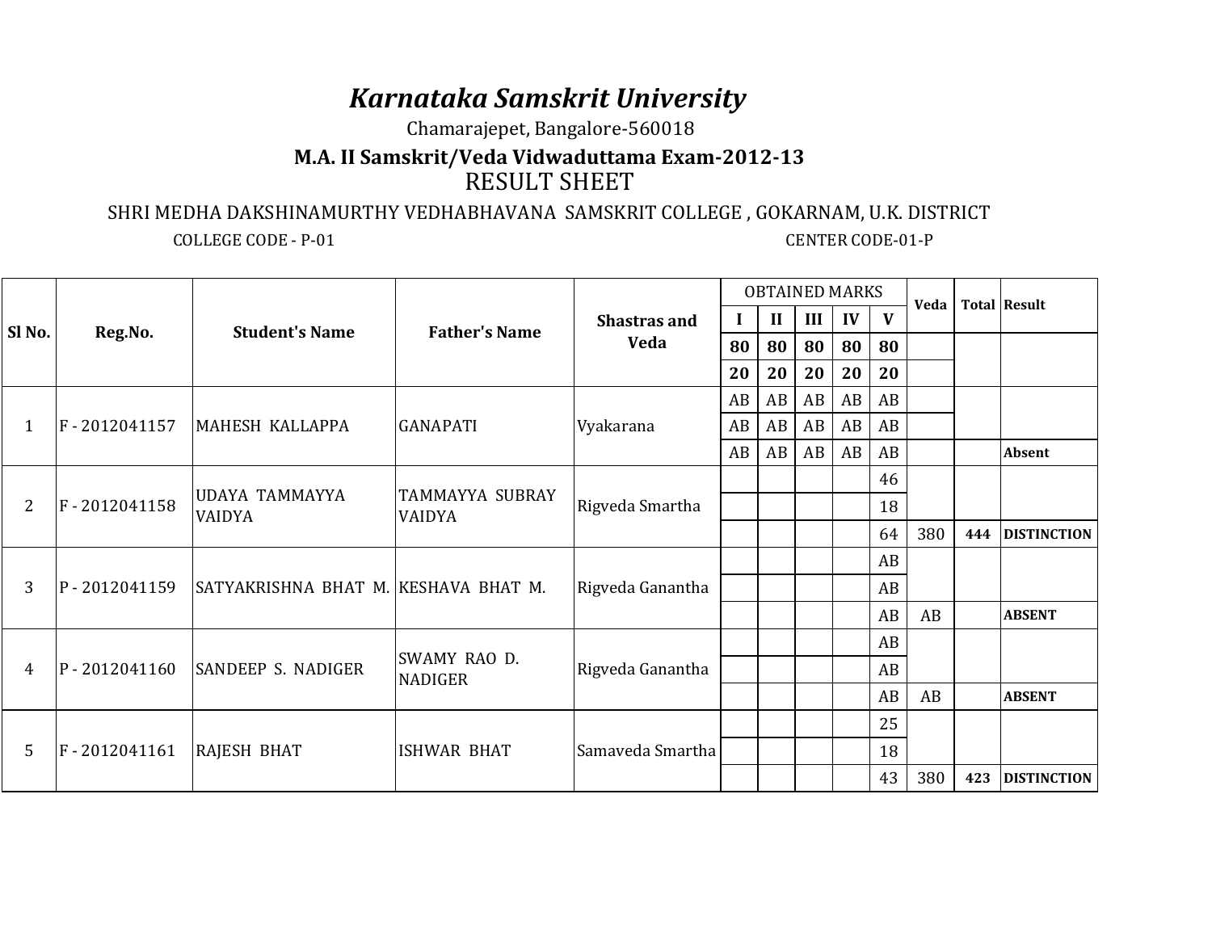# *Karnataka Samskrit University*

Chamarajepet, Bangalore-560018

## M.A. II Samskrit/Veda Vidwaduttama Exam-2012-13

## RESULT SHEET

SHRI MEDHA DAKSHINAMURTHY VEDHABHAVANA SAMSKRIT COLLEGE , GOKARNAM, U.K. DISTRICT

COLLEGE CODE - P-01 CENTER CODE-01-P

| Sl No. | Reg.No. | Student's Name | Father's Name | Shastras and Veda | OBTAINED MARKS | | | | | Veda | Total | Result |
|---|---|---|---|---|---|---|---|---|---|---|---|---|
| | | | | | I | II | III | IV | V | | | |
| | | | | | **80** | **80** | **80** | **80** | **80** | | | |
| | | | | | **20** | **20** | **20** | **20** | **20** | | | |
| 1 | F - 2012041157 | MAHESH KALLAPPA | GANAPATI | Vyakarana | AB | AB | AB | AB | AB | | | |
| | | | | | AB | AB | AB | AB | AB | | | |
| | | | | | AB | AB | AB | AB | AB | | | **Absent** |
| 2 | F - 2012041158 | UDAYA TAMMAYYA VAIDYA | TAMMAYYA SUBRAY VAIDYA | Rigveda Smartha | | | | | 46 | | | |
| | | | | | | | | | 18 | | | |
| | | | | | | | | | 64 | 380 | **444** | **DISTINCTION** |
| 3 | P - 2012041159 | SATYAKRISHNA BHAT M. | KESHAVA BHAT M. | Rigveda Ganantha | | | | | AB | | | |
| | | | | | | | | | AB | | | |
| | | | | | | | | | AB | AB | | **ABSENT** |
| 4 | P - 2012041160 | SANDEEP S. NADIGER | SWAMY RAO D. NADIGER | Rigveda Ganantha | | | | | AB | | | |
| | | | | | | | | | AB | | | |
| | | | | | | | | | AB | AB | | **ABSENT** |
| 5 | F - 2012041161 | RAJESH BHAT | ISHWAR BHAT | Samaveda Smartha | | | | | 25 | | | |
| | | | | | | | | | 18 | | | |
| | | | | | | | | | 43 | 380 | **423** | **DISTINCTION** |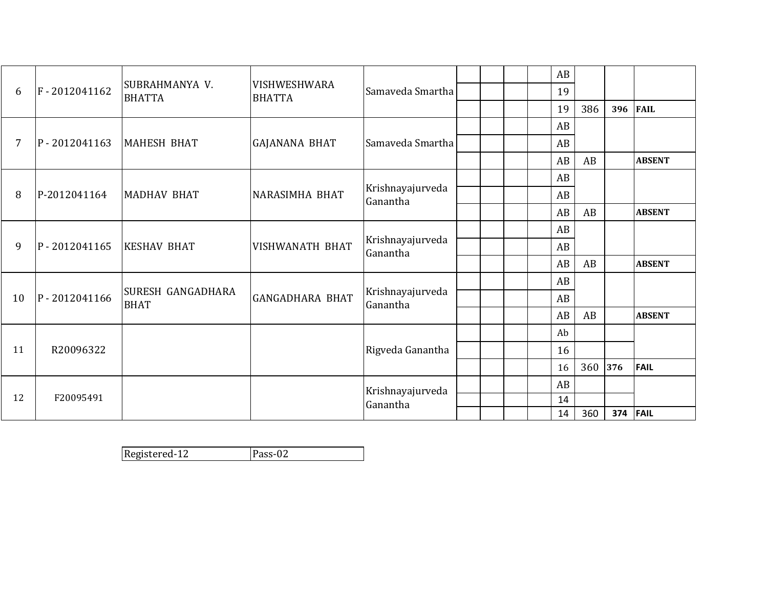| | | | | | | | | | | | | |
|---|---|---|---|---|---|---|---|---|---|---|---|---|
| 6 | F - 2012041162 | SUBRAHMANYA V. BHATTA | VISHWESHWARA BHATTA | Samaveda Smartha | | | | | AB | | | |
| | | | | | | | | | 19 | | | |
| | | | | | | | | | 19 | 386 | **396** | **FAIL** |
| 7 | P - 2012041163 | MAHESH BHAT | GAJANANA BHAT | Samaveda Smartha | | | | | AB | | | |
| | | | | | | | | | AB | | | |
| | | | | | | | | | AB | AB | | **ABSENT** |
| 8 | P-2012041164 | MADHAV BHAT | NARASIMHA BHAT | Krishnayajurveda Ganantha | | | | | AB | | | |
| | | | | | | | | | AB | | | |
| | | | | | | | | | AB | AB | | **ABSENT** |
| 9 | P - 2012041165 | KESHAV BHAT | VISHWANATH BHAT | Krishnayajurveda Ganantha | | | | | AB | | | |
| | | | | | | | | | AB | | | |
| | | | | | | | | | AB | AB | | **ABSENT** |
| 10 | P - 2012041166 | SURESH GANGADHARA BHAT | GANGADHARA BHAT | Krishnayajurveda Ganantha | | | | | AB | | | |
| | | | | | | | | | AB | | | |
| | | | | | | | | | AB | AB | | **ABSENT** |
| 11 | R20096322 | | | Rigveda Ganantha | | | | | Ab | | | |
| | | | | | | | | | 16 | | | |
| | | | | | | | | | 16 | 360 | **376** | **FAIL** |
| 12 | F20095491 | | | Krishnayajurveda Ganantha | | | | | AB | | | |
| | | | | | | | | | 14 | | | |
| | | | | | | | | | 14 | 360 | **374** | **FAIL** |

| | |
|---|---|
| Registered-12 | Pass-02 |